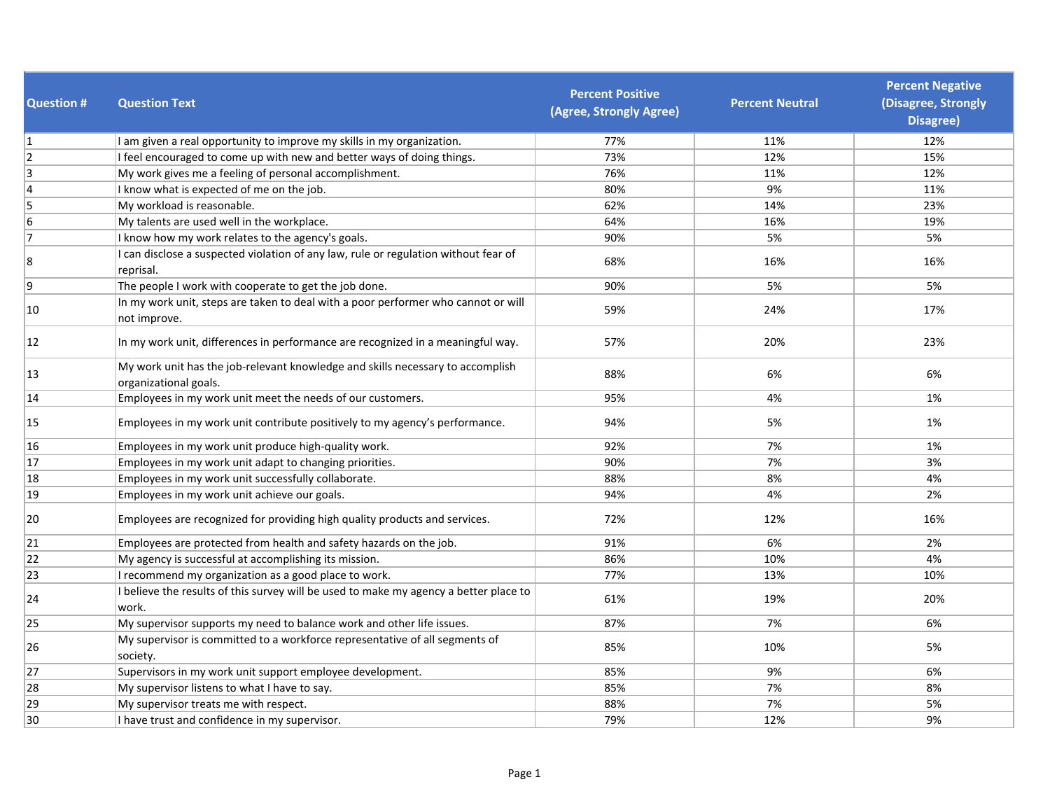| Question # | Question Text | Percent Positive (Agree, Strongly Agree) | Percent Neutral | Percent Negative (Disagree, Strongly Disagree) |
| --- | --- | --- | --- | --- |
| 1 | I am given a real opportunity to improve my skills in my organization. | 77% | 11% | 12% |
| 2 | I feel encouraged to come up with new and better ways of doing things. | 73% | 12% | 15% |
| 3 | My work gives me a feeling of personal accomplishment. | 76% | 11% | 12% |
| 4 | I know what is expected of me on the job. | 80% | 9% | 11% |
| 5 | My workload is reasonable. | 62% | 14% | 23% |
| 6 | My talents are used well in the workplace. | 64% | 16% | 19% |
| 7 | I know how my work relates to the agency's goals. | 90% | 5% | 5% |
| 8 | I can disclose a suspected violation of any law, rule or regulation without fear of reprisal. | 68% | 16% | 16% |
| 9 | The people I work with cooperate to get the job done. | 90% | 5% | 5% |
| 10 | In my work unit, steps are taken to deal with a poor performer who cannot or will not improve. | 59% | 24% | 17% |
| 12 | In my work unit, differences in performance are recognized in a meaningful way. | 57% | 20% | 23% |
| 13 | My work unit has the job-relevant knowledge and skills necessary to accomplish organizational goals. | 88% | 6% | 6% |
| 14 | Employees in my work unit meet the needs of our customers. | 95% | 4% | 1% |
| 15 | Employees in my work unit contribute positively to my agency's performance. | 94% | 5% | 1% |
| 16 | Employees in my work unit produce high-quality work. | 92% | 7% | 1% |
| 17 | Employees in my work unit adapt to changing priorities. | 90% | 7% | 3% |
| 18 | Employees in my work unit successfully collaborate. | 88% | 8% | 4% |
| 19 | Employees in my work unit achieve our goals. | 94% | 4% | 2% |
| 20 | Employees are recognized for providing high quality products and services. | 72% | 12% | 16% |
| 21 | Employees are protected from health and safety hazards on the job. | 91% | 6% | 2% |
| 22 | My agency is successful at accomplishing its mission. | 86% | 10% | 4% |
| 23 | I recommend my organization as a good place to work. | 77% | 13% | 10% |
| 24 | I believe the results of this survey will be used to make my agency a better place to work. | 61% | 19% | 20% |
| 25 | My supervisor supports my need to balance work and other life issues. | 87% | 7% | 6% |
| 26 | My supervisor is committed to a workforce representative of all segments of society. | 85% | 10% | 5% |
| 27 | Supervisors in my work unit support employee development. | 85% | 9% | 6% |
| 28 | My supervisor listens to what I have to say. | 85% | 7% | 8% |
| 29 | My supervisor treats me with respect. | 88% | 7% | 5% |
| 30 | I have trust and confidence in my supervisor. | 79% | 12% | 9% |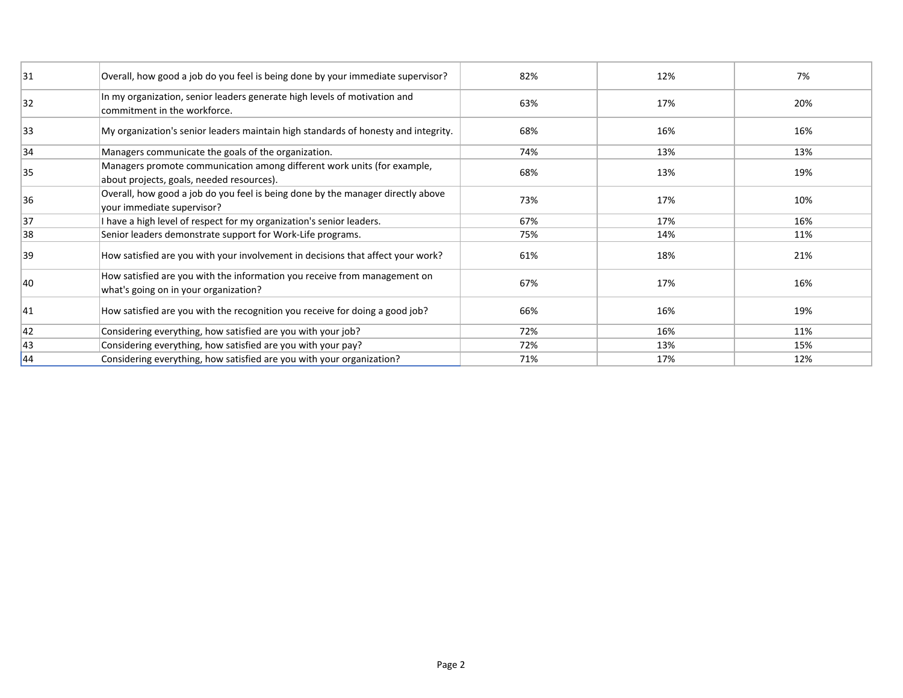| | | | | |
|---|---|---|---|---|
| 31 | Overall, how good a job do you feel is being done by your immediate supervisor? | 82% | 12% | 7% |
| 32 | In my organization, senior leaders generate high levels of motivation and commitment in the workforce. | 63% | 17% | 20% |
| 33 | My organization's senior leaders maintain high standards of honesty and integrity. | 68% | 16% | 16% |
| 34 | Managers communicate the goals of the organization. | 74% | 13% | 13% |
| 35 | Managers promote communication among different work units (for example, about projects, goals, needed resources). | 68% | 13% | 19% |
| 36 | Overall, how good a job do you feel is being done by the manager directly above your immediate supervisor? | 73% | 17% | 10% |
| 37 | I have a high level of respect for my organization's senior leaders. | 67% | 17% | 16% |
| 38 | Senior leaders demonstrate support for Work-Life programs. | 75% | 14% | 11% |
| 39 | How satisfied are you with your involvement in decisions that affect your work? | 61% | 18% | 21% |
| 40 | How satisfied are you with the information you receive from management on what's going on in your organization? | 67% | 17% | 16% |
| 41 | How satisfied are you with the recognition you receive for doing a good job? | 66% | 16% | 19% |
| 42 | Considering everything, how satisfied are you with your job? | 72% | 16% | 11% |
| 43 | Considering everything, how satisfied are you with your pay? | 72% | 13% | 15% |
| 44 | Considering everything, how satisfied are you with your organization? | 71% | 17% | 12% |